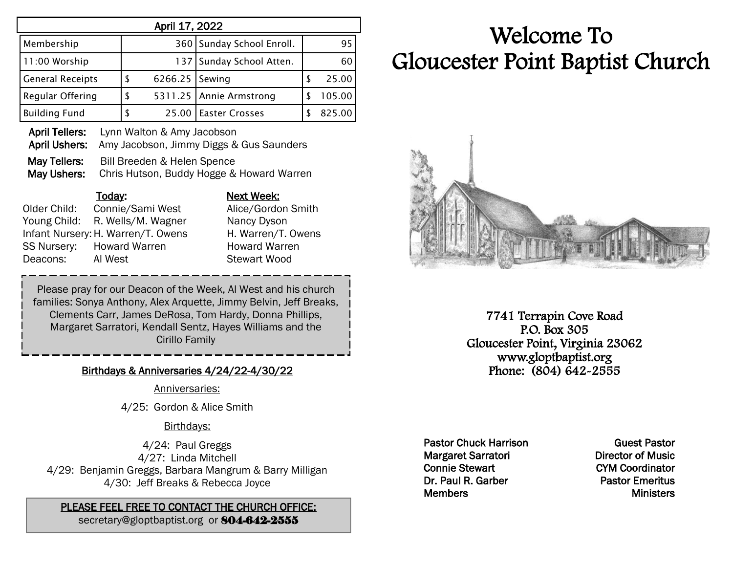| April 17, 2022 | | | |
|---|---|---|---|
| Membership | 360 | Sunday School Enroll. | 95 |
| 11:00 Worship | 137 | Sunday School Atten. | 60 |
| General Receipts | $ 6266.25 | Sewing | $ 25.00 |
| Regular Offering | $ 5311.25 | Annie Armstrong | $ 105.00 |
| Building Fund | $ 25.00 | Easter Crosses | $ 825.00 |

**April Tellers:** Lynn Walton & Amy Jacobson
**April Ushers:** Amy Jacobson, Jimmy Diggs & Gus Saunders

**May Tellers:** Bill Breeden & Helen Spence
**May Ushers:** Chris Hutson, Buddy Hogge & Howard Warren

| | Today: | Next Week: |
|---|---|---|
| Older Child: | Connie/Sami West | Alice/Gordon Smith |
| Young Child: | R. Wells/M. Wagner | Nancy Dyson |
| Infant Nursery: | H. Warren/T. Owens | H. Warren/T. Owens |
| SS Nursery: | Howard Warren | Howard Warren |
| Deacons: | Al West | Stewart Wood |

Please pray for our Deacon of the Week, Al West and his church families: Sonya Anthony, Alex Arquette, Jimmy Belvin, Jeff Breaks, Clements Carr, James DeRosa, Tom Hardy, Donna Phillips, Margaret Sarratori, Kendall Sentz, Hayes Williams and the Cirillo Family

## Birthdays & Anniversaries 4/24/22-4/30/22

Anniversaries:

4/25: Gordon & Alice Smith

Birthdays:

4/24: Paul Greggs
4/27: Linda Mitchell
4/29: Benjamin Greggs, Barbara Mangrum & Barry Milligan
4/30: Jeff Breaks & Rebecca Joyce

**PLEASE FEEL FREE TO CONTACT THE CHURCH OFFICE:**
secretary@gloptbaptist.org or **804-642-2555**

# Welcome To Gloucester Point Baptist Church

7741 Terrapin Cove Road
P.O. Box 305
Gloucester Point, Virginia 23062
www.gloptbaptist.org
Phone: (804) 642-2555

| | |
|---|---|
| Pastor Chuck Harrison | Guest Pastor |
| Margaret Sarratori | Director of Music |
| Connie Stewart | CYM Coordinator |
| Dr. Paul R. Garber | Pastor Emeritus |
| Members | Ministers |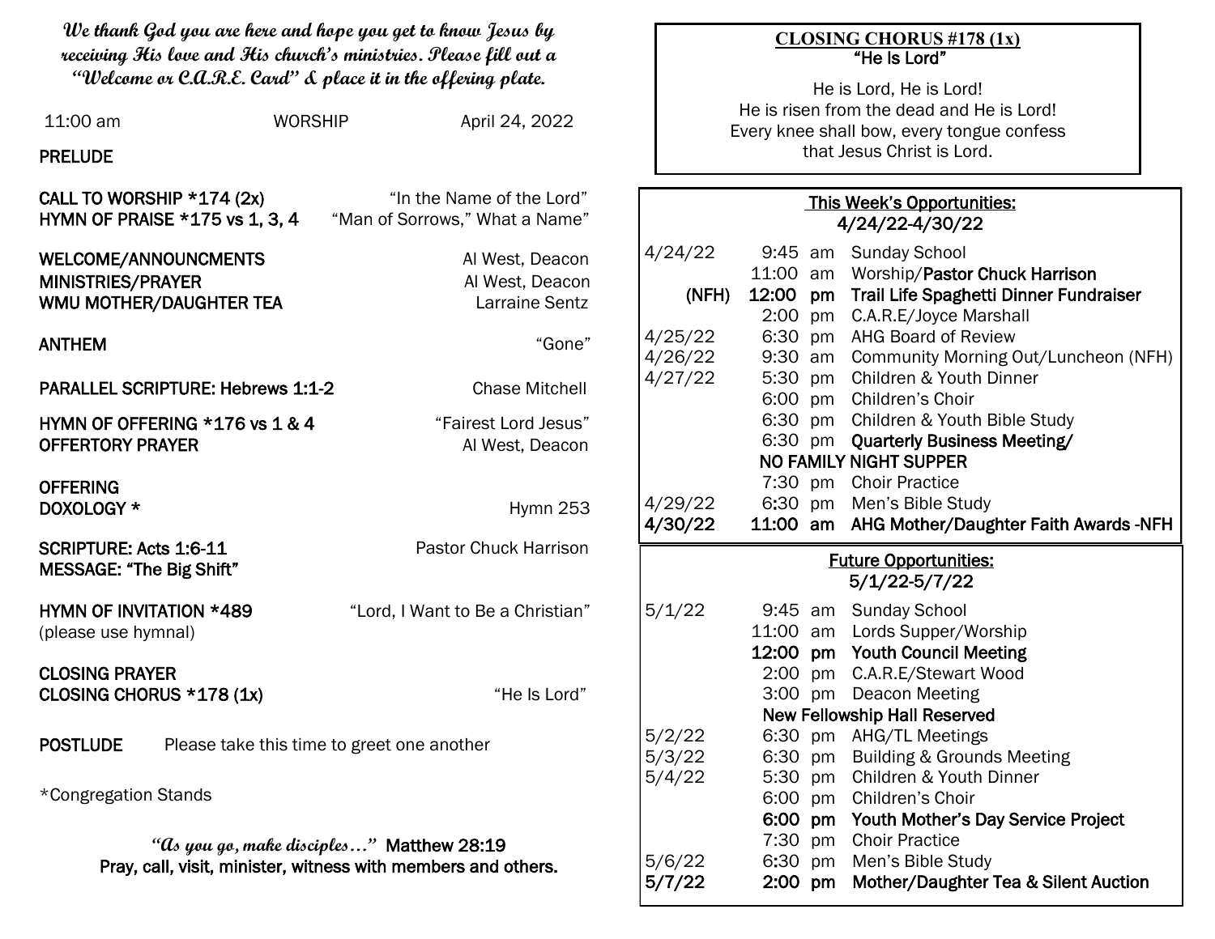***We thank God you are here and hope you get to know Jesus by receiving His love and His church's ministries. Please fill out a "Welcome or C.A.R.E. Card" & place it in the offering plate.***

11:00 am WORSHIP April 24, 2022

**PRELUDE**

**CALL TO WORSHIP *174 (2x)** "In the Name of the Lord"
**HYMN OF PRAISE *175 vs 1, 3, 4** "Man of Sorrows," What a Name"

**WELCOME/ANNOUNCMENTS** Al West, Deacon
**MINISTRIES/PRAYER** Al West, Deacon
**WMU MOTHER/DAUGHTER TEA** Larraine Sentz

**ANTHEM** "Gone"

**PARALLEL SCRIPTURE: Hebrews 1:1-2** Chase Mitchell

**HYMN OF OFFERING *176 vs 1 & 4** "Fairest Lord Jesus"
**OFFERTORY PRAYER** Al West, Deacon

**OFFERING**
**DOXOLOGY *** Hymn 253

**SCRIPTURE: Acts 1:6-11** Pastor Chuck Harrison
**MESSAGE: "The Big Shift"**

**HYMN OF INVITATION *489** "Lord, I Want to Be a Christian"
(please use hymnal)

**CLOSING PRAYER**
**CLOSING CHORUS *178 (1x)** "He Is Lord"

**POSTLUDE** Please take this time to greet one another

*Congregation Stands

***"As you go, make disciples…"*** **Matthew 28:19**
**Pray, call, visit, minister, witness with members and others.**

**CLOSING CHORUS #178 (1x)**
"He Is Lord"

He is Lord, He is Lord!
He is risen from the dead and He is Lord!
Every knee shall bow, every tongue confess
that Jesus Christ is Lord.

**This Week's Opportunities:**
**4/24/22-4/30/22**

| | | |
|---|---|---|
| 4/24/22 | 9:45 am | Sunday School |
| | 11:00 am | Worship/**Pastor Chuck Harrison** |
| (NFH) | 12:00 pm | **Trail Life Spaghetti Dinner Fundraiser** |
| | 2:00 pm | C.A.R.E/Joyce Marshall |
| 4/25/22 | 6:30 pm | AHG Board of Review |
| 4/26/22 | 9:30 am | Community Morning Out/Luncheon (NFH) |
| 4/27/22 | 5:30 pm | Children & Youth Dinner |
| | 6:00 pm | Children's Choir |
| | 6:30 pm | Children & Youth Bible Study |
| | 6:30 pm | **Quarterly Business Meeting/ NO FAMILY NIGHT SUPPER** |
| | 7:30 pm | Choir Practice |
| 4/29/22 | 6:30 pm | Men's Bible Study |
| **4/30/22** | **11:00 am** | **AHG Mother/Daughter Faith Awards -NFH** |

**Future Opportunities:**
**5/1/22-5/7/22**

| | | |
|---|---|---|
| 5/1/22 | 9:45 am | Sunday School |
| | 11:00 am | Lords Supper/Worship |
| | **12:00 pm** | **Youth Council Meeting** |
| | 2:00 pm | C.A.R.E/Stewart Wood |
| | 3:00 pm | Deacon Meeting |
| | | **New Fellowship Hall Reserved** |
| 5/2/22 | 6:30 pm | AHG/TL Meetings |
| 5/3/22 | 6:30 pm | Building & Grounds Meeting |
| 5/4/22 | 5:30 pm | Children & Youth Dinner |
| | 6:00 pm | Children's Choir |
| | **6:00 pm** | **Youth Mother's Day Service Project** |
| | 7:30 pm | Choir Practice |
| 5/6/22 | 6:30 pm | Men's Bible Study |
| **5/7/22** | **2:00 pm** | **Mother/Daughter Tea & Silent Auction** |